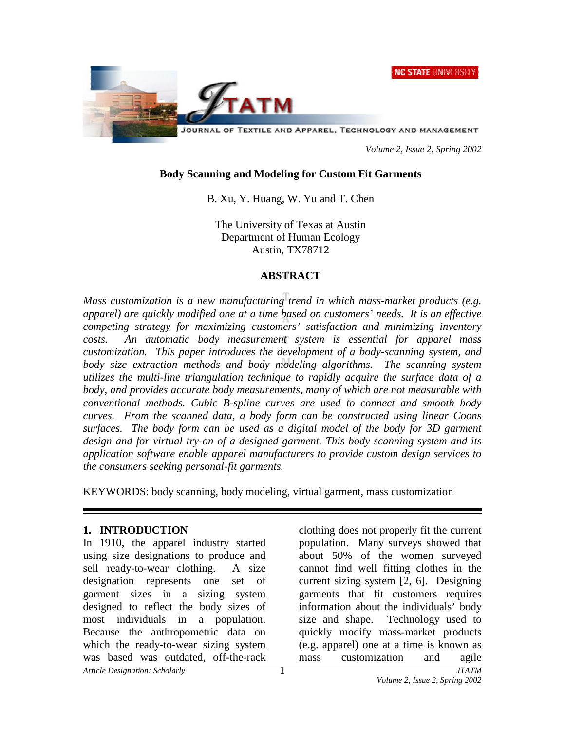# Body Scanning and Modeling for Custom Fit Garments

B. Xu, Y. Huang, W. Yu and T. Chen

The University of Texas at Austin
Department of Human Ecology
Austin, TX78712

## ABSTRACT

*Mass customization is a new manufacturing trend in which mass-market products (e.g. apparel) are quickly modified one at a time based on customers' needs. It is an effective competing strategy for maximizing customers' satisfaction and minimizing inventory costs. An automatic body measurement system is essential for apparel mass customization. This paper introduces the development of a body-scanning system, and body size extraction methods and body modeling algorithms. The scanning system utilizes the multi-line triangulation technique to rapidly acquire the surface data of a body, and provides accurate body measurements, many of which are not measurable with conventional methods. Cubic B-spline curves are used to connect and smooth body curves. From the scanned data, a body form can be constructed using linear Coons surfaces. The body form can be used as a digital model of the body for 3D garment design and for virtual try-on of a designed garment. This body scanning system and its application software enable apparel manufacturers to provide custom design services to the consumers seeking personal-fit garments.*

KEYWORDS: body scanning, body modeling, virtual garment, mass customization

## 1. INTRODUCTION

In 1910, the apparel industry started using size designations to produce and sell ready-to-wear clothing. A size designation represents one set of garment sizes in a sizing system designed to reflect the body sizes of most individuals in a population. Because the anthropometric data on which the ready-to-wear sizing system was based was outdated, off-the-rack clothing does not properly fit the current population. Many surveys showed that about 50% of the women surveyed cannot find well fitting clothes in the current sizing system [2, 6]. Designing garments that fit customers requires information about the individuals' body size and shape. Technology used to quickly modify mass-market products (e.g. apparel) one at a time is known as mass customization and agile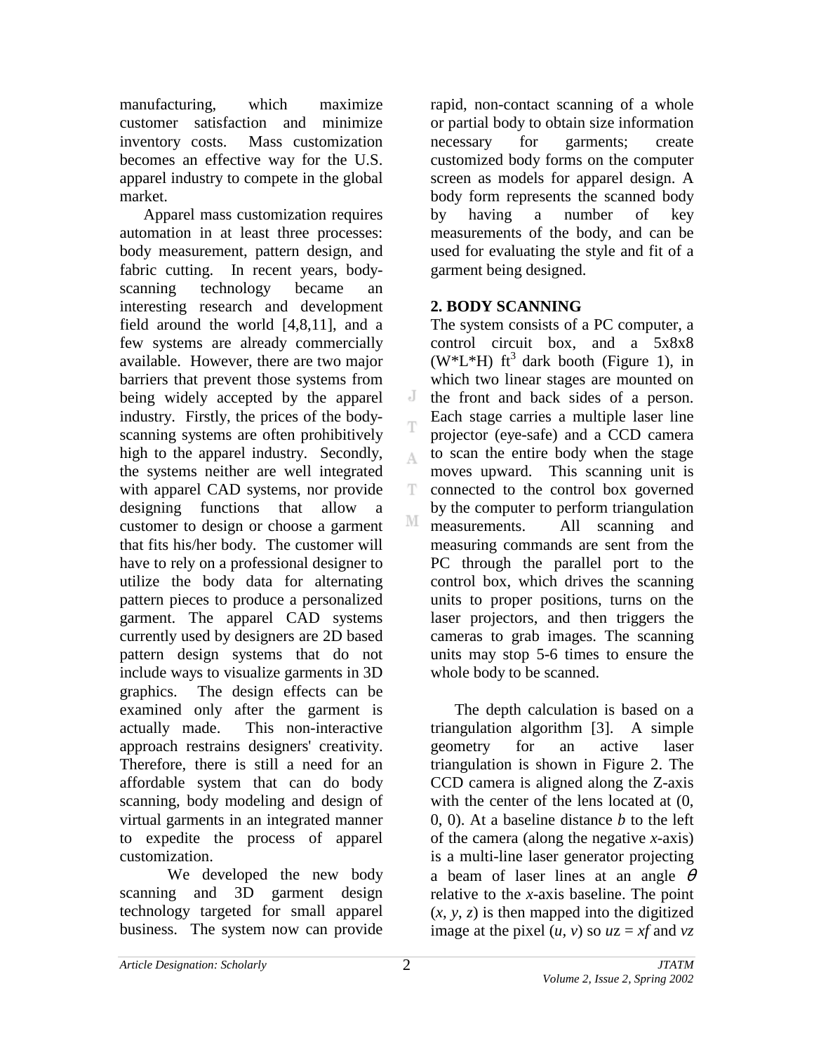manufacturing, which maximize customer satisfaction and minimize inventory costs. Mass customization becomes an effective way for the U.S. apparel industry to compete in the global market.

Apparel mass customization requires automation in at least three processes: body measurement, pattern design, and fabric cutting. In recent years, body-scanning technology became an interesting research and development field around the world [4,8,11], and a few systems are already commercially available. However, there are two major barriers that prevent those systems from being widely accepted by the apparel industry. Firstly, the prices of the body-scanning systems are often prohibitively high to the apparel industry. Secondly, the systems neither are well integrated with apparel CAD systems, nor provide designing functions that allow a customer to design or choose a garment that fits his/her body. The customer will have to rely on a professional designer to utilize the body data for alternating pattern pieces to produce a personalized garment. The apparel CAD systems currently used by designers are 2D based pattern design systems that do not include ways to visualize garments in 3D graphics. The design effects can be examined only after the garment is actually made. This non-interactive approach restrains designers' creativity. Therefore, there is still a need for an affordable system that can do body scanning, body modeling and design of virtual garments in an integrated manner to expedite the process of apparel customization.

We developed the new body scanning and 3D garment design technology targeted for small apparel business. The system now can provide rapid, non-contact scanning of a whole or partial body to obtain size information necessary for garments; create customized body forms on the computer screen as models for apparel design. A body form represents the scanned body by having a number of key measurements of the body, and can be used for evaluating the style and fit of a garment being designed.

## 2. BODY SCANNING

The system consists of a PC computer, a control circuit box, and a 5x8x8 (W*L*H) $ft^3$ dark booth (Figure 1), in which two linear stages are mounted on the front and back sides of a person. Each stage carries a multiple laser line projector (eye-safe) and a CCD camera to scan the entire body when the stage moves upward. This scanning unit is connected to the control box governed by the computer to perform triangulation measurements. All scanning and measuring commands are sent from the PC through the parallel port to the control box, which drives the scanning units to proper positions, turns on the laser projectors, and then triggers the cameras to grab images. The scanning units may stop 5-6 times to ensure the whole body to be scanned.

The depth calculation is based on a triangulation algorithm [3]. A simple geometry for an active laser triangulation is shown in Figure 2. The CCD camera is aligned along the Z-axis with the center of the lens located at (0, 0, 0). At a baseline distance $b$ to the left of the camera (along the negative $x$-axis) is a multi-line laser generator projecting a beam of laser lines at an angle $\theta$ relative to the $x$-axis baseline. The point $(x, y, z)$ is then mapped into the digitized image at the pixel $(u, v)$ so $uz = xf$ and $vz$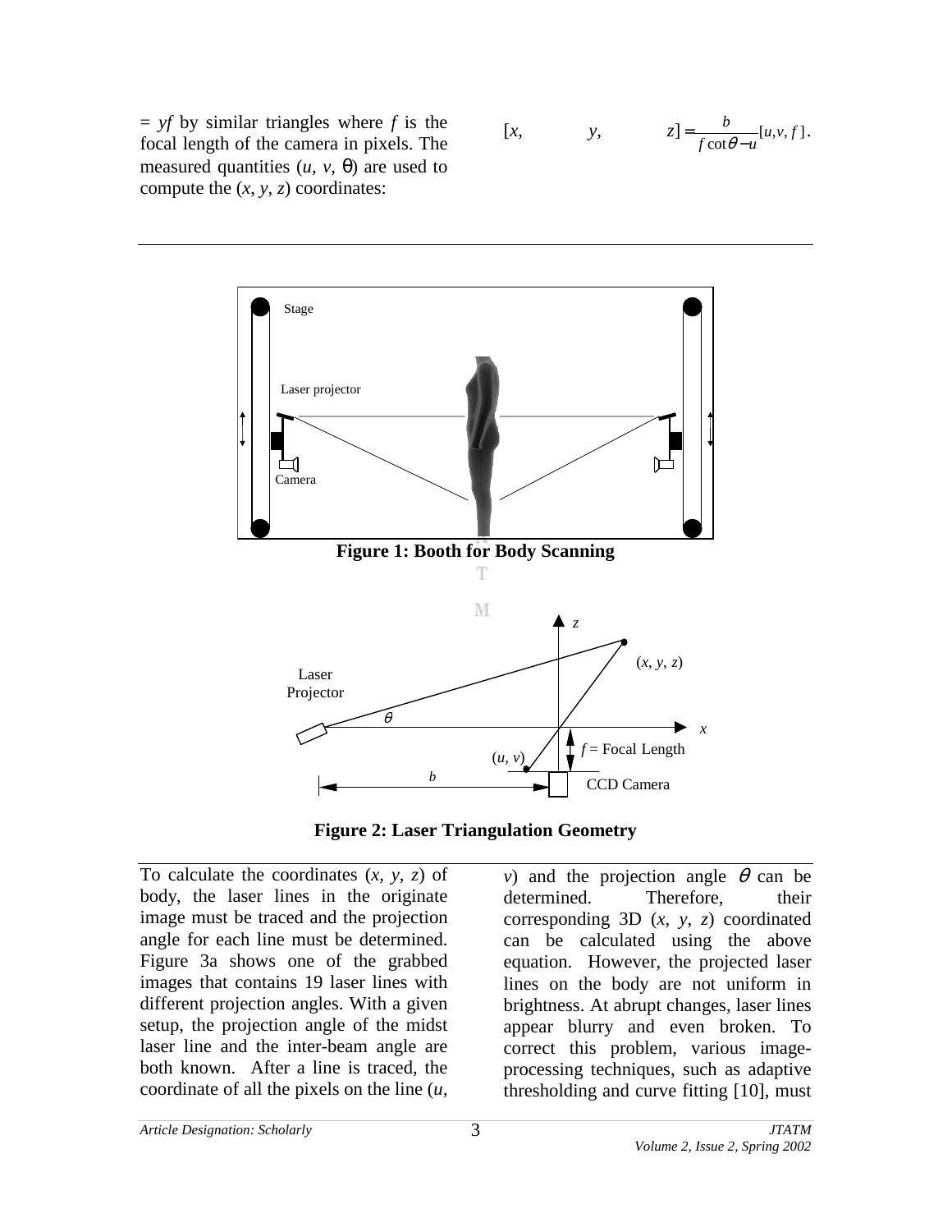= $yf$ by similar triangles where $f$ is the focal length of the camera in pixels. The measured quantities ($u$, $v$, $\theta$) are used to compute the ($x$, $y$, $z$) coordinates:

$$[x, \quad y, \quad z] = \frac{b}{f \cot\theta - u}[u, v, f].$$

Figure 1: Booth for Body Scanning

Figure 2: Laser Triangulation Geometry

To calculate the coordinates ($x$, $y$, $z$) of body, the laser lines in the originate image must be traced and the projection angle for each line must be determined. Figure 3a shows one of the grabbed images that contains 19 laser lines with different projection angles. With a given setup, the projection angle of the midst laser line and the inter-beam angle are both known. After a line is traced, the coordinate of all the pixels on the line ($u$, $v$) and the projection angle $\theta$ can be determined. Therefore, their corresponding 3D ($x$, $y$, $z$) coordinated can be calculated using the above equation. However, the projected laser lines on the body are not uniform in brightness. At abrupt changes, laser lines appear blurry and even broken. To correct this problem, various image-processing techniques, such as adaptive thresholding and curve fitting [10], must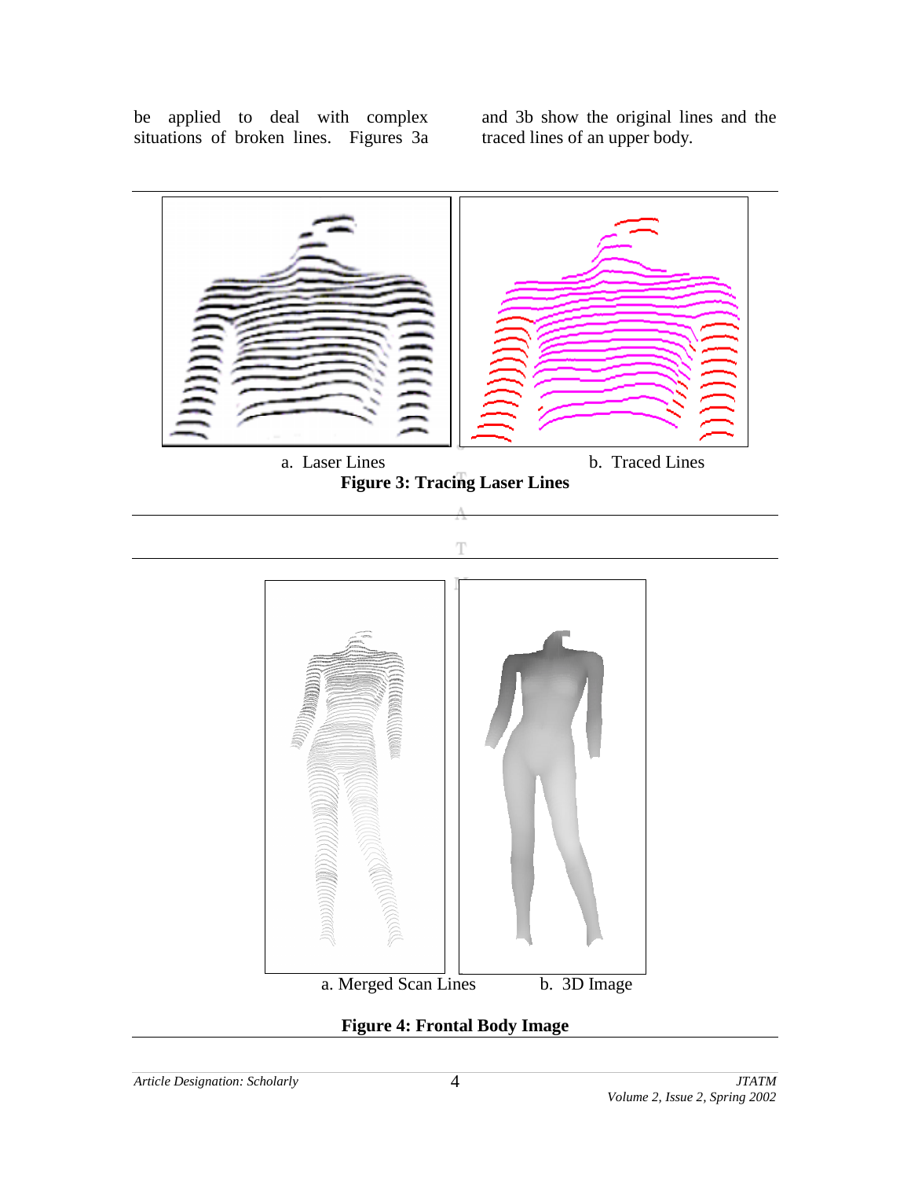be applied to deal with complex situations of broken lines. Figures 3a and 3b show the original lines and the traced lines of an upper body.

a. Laser Lines b. Traced Lines

**Figure 3: Tracing Laser Lines**

a. Merged Scan Lines b. 3D Image

**Figure 4: Frontal Body Image**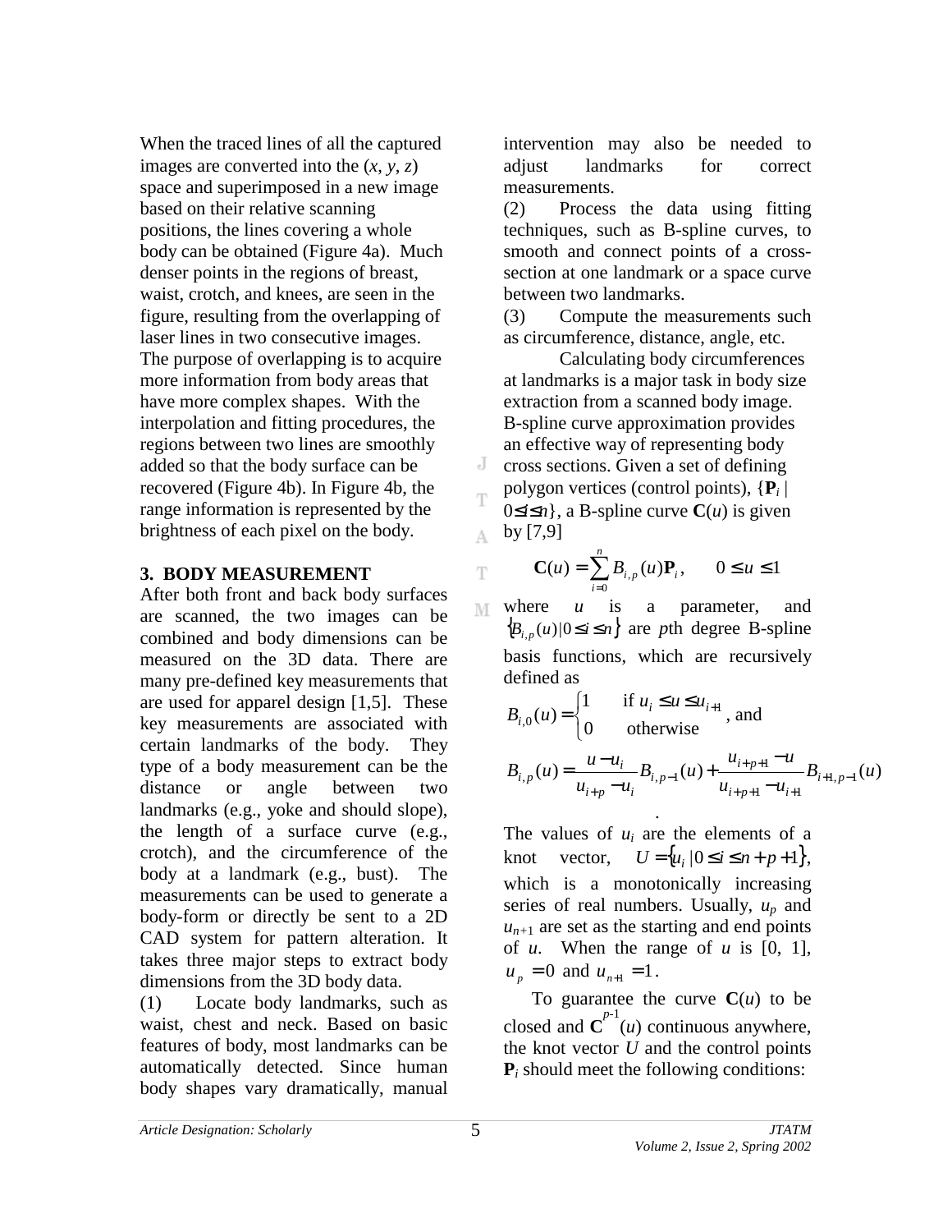When the traced lines of all the captured images are converted into the ($x$, $y$, $z$) space and superimposed in a new image based on their relative scanning positions, the lines covering a whole body can be obtained (Figure 4a). Much denser points in the regions of breast, waist, crotch, and knees, are seen in the figure, resulting from the overlapping of laser lines in two consecutive images. The purpose of overlapping is to acquire more information from body areas that have more complex shapes. With the interpolation and fitting procedures, the regions between two lines are smoothly added so that the body surface can be recovered (Figure 4b). In Figure 4b, the range information is represented by the brightness of each pixel on the body.

## 3. BODY MEASUREMENT

After both front and back body surfaces are scanned, the two images can be combined and body dimensions can be measured on the 3D data. There are many pre-defined key measurements that are used for apparel design [1,5]. These key measurements are associated with certain landmarks of the body. They type of a body measurement can be the distance or angle between two landmarks (e.g., yoke and should slope), the length of a surface curve (e.g., crotch), and the circumference of the body at a landmark (e.g., bust). The measurements can be used to generate a body-form or directly be sent to a 2D CAD system for pattern alteration. It takes three major steps to extract body dimensions from the 3D body data.

(1) Locate body landmarks, such as waist, chest and neck. Based on basic features of body, most landmarks can be automatically detected. Since human body shapes vary dramatically, manual intervention may also be needed to adjust landmarks for correct measurements.

(2) Process the data using fitting techniques, such as B-spline curves, to smooth and connect points of a cross-section at one landmark or a space curve between two landmarks.

(3) Compute the measurements such as circumference, distance, angle, etc.

Calculating body circumferences at landmarks is a major task in body size extraction from a scanned body image. B-spline curve approximation provides an effective way of representing body cross sections. Given a set of defining polygon vertices (control points), $\{\mathbf{P}_i \mid 0 \le i \le n\}$, a B-spline curve $\mathbf{C}(u)$ is given by [7,9]

$$\mathbf{C}(u) = \sum_{i=0}^{n} B_{i,p}(u)\mathbf{P}_i, \qquad 0 \le u \le 1$$

where $u$ is a parameter, and $\{B_{i,p}(u) \mid 0 \le i \le n\}$ are $p$th degree B-spline basis functions, which are recursively defined as

$$B_{i,0}(u) = \begin{cases} 1 & \text{if } u_i \le u \le u_{i+1} \\ 0 & \text{otherwise} \end{cases}, \text{ and}$$

$$B_{i,p}(u) = \frac{u - u_i}{u_{i+p} - u_i} B_{i,p-1}(u) + \frac{u_{i+p+1} - u}{u_{i+p+1} - u_{i+1}} B_{i+1,p-1}(u).$$

The values of $u_i$ are the elements of a knot vector, $U = \{u_i \mid 0 \le i \le n + p + 1\}$, which is a monotonically increasing series of real numbers. Usually, $u_p$ and $u_{n+1}$ are set as the starting and end points of $u$. When the range of $u$ is [0, 1], $u_p = 0$ and $u_{n+1} = 1$.

To guarantee the curve $\mathbf{C}(u)$ to be closed and $\mathbf{C}^{p-1}(u)$ continuous anywhere, the knot vector $U$ and the control points $\mathbf{P}_i$ should meet the following conditions: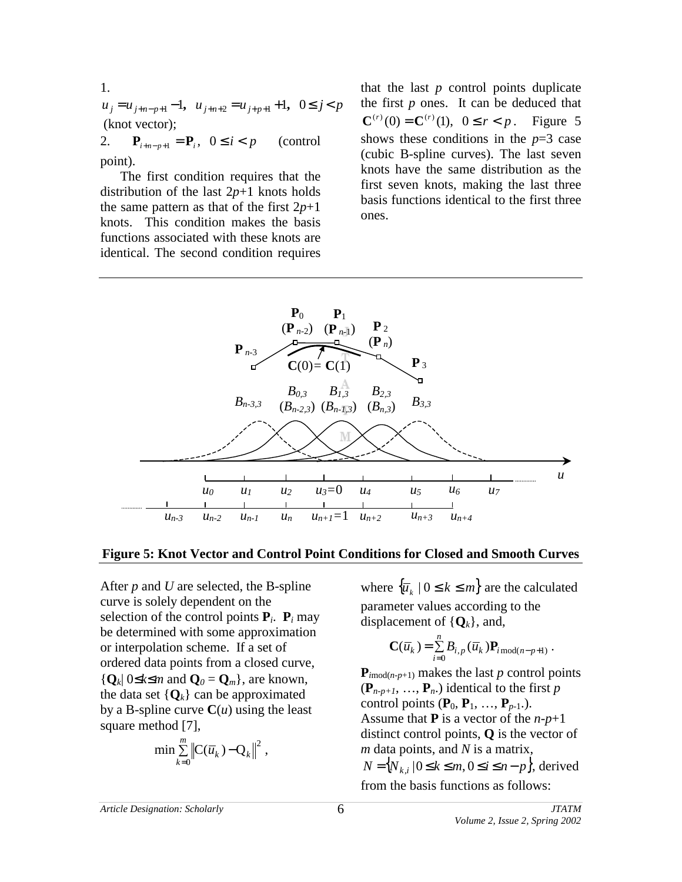1. $u_j = u_{j+n-p+1} - 1,\ \ u_{j+n+2} = u_{j+p+1} + 1,\ \ 0 \le j < p$ (knot vector);

2. $\mathbf{P}_{i+n-p+1} = \mathbf{P}_i,\ \ 0 \le i < p$ (control point).

The first condition requires that the distribution of the last 2$p$+1 knots holds the same pattern as that of the first 2$p$+1 knots. This condition makes the basis functions associated with these knots are identical. The second condition requires that the last $p$ control points duplicate the first $p$ ones. It can be deduced that $\mathbf{C}^{(r)}(0) = \mathbf{C}^{(r)}(1),\ \ 0 \le r < p$. Figure 5 shows these conditions in the $p$=3 case (cubic B-spline curves). The last seven knots have the same distribution as the first seven knots, making the last three basis functions identical to the first three ones.

**Figure 5: Knot Vector and Control Point Conditions for Closed and Smooth Curves**

After $p$ and $U$ are selected, the B-spline curve is solely dependent on the selection of the control points $\mathbf{P}_i$. $\mathbf{P}_i$ may be determined with some approximation or interpolation scheme. If a set of ordered data points from a closed curve, $\{\mathbf{Q}_k |\ 0 \le k \le m \text{ and } \mathbf{Q}_0 = \mathbf{Q}_m\}$, are known, the data set $\{\mathbf{Q}_k\}$ can be approximated by a B-spline curve $\mathbf{C}(u)$ using the least square method [7],

$$\min \sum_{k=0}^{m} \left\| \mathrm{C}(\bar{u}_k) - \mathrm{Q}_k \right\|^2 ,$$

where $\{\bar{u}_k \mid 0 \le k \le m\}$ are the calculated parameter values according to the displacement of $\{\mathbf{Q}_k\}$, and,

$$\mathbf{C}(\bar{u}_k) = \sum_{i=0}^{n} B_{i,p}(\bar{u}_k)\mathbf{P}_{i \bmod (n-p+1)} .$$

$\mathbf{P}_{i \bmod (n-p+1)}$ makes the last $p$ control points ($\mathbf{P}_{n-p+1}$, …, $\mathbf{P}_n$.) identical to the first $p$ control points ($\mathbf{P}_0$, $\mathbf{P}_1$, …, $\mathbf{P}_{p-1}$.). Assume that $\mathbf{P}$ is a vector of the $n$-$p$+1 distinct control points, $\mathbf{Q}$ is the vector of $m$ data points, and $N$ is a matrix, $N = \{N_{k,i} \,|\, 0 \le k \le m, 0 \le i \le n-p\}$, derived from the basis functions as follows: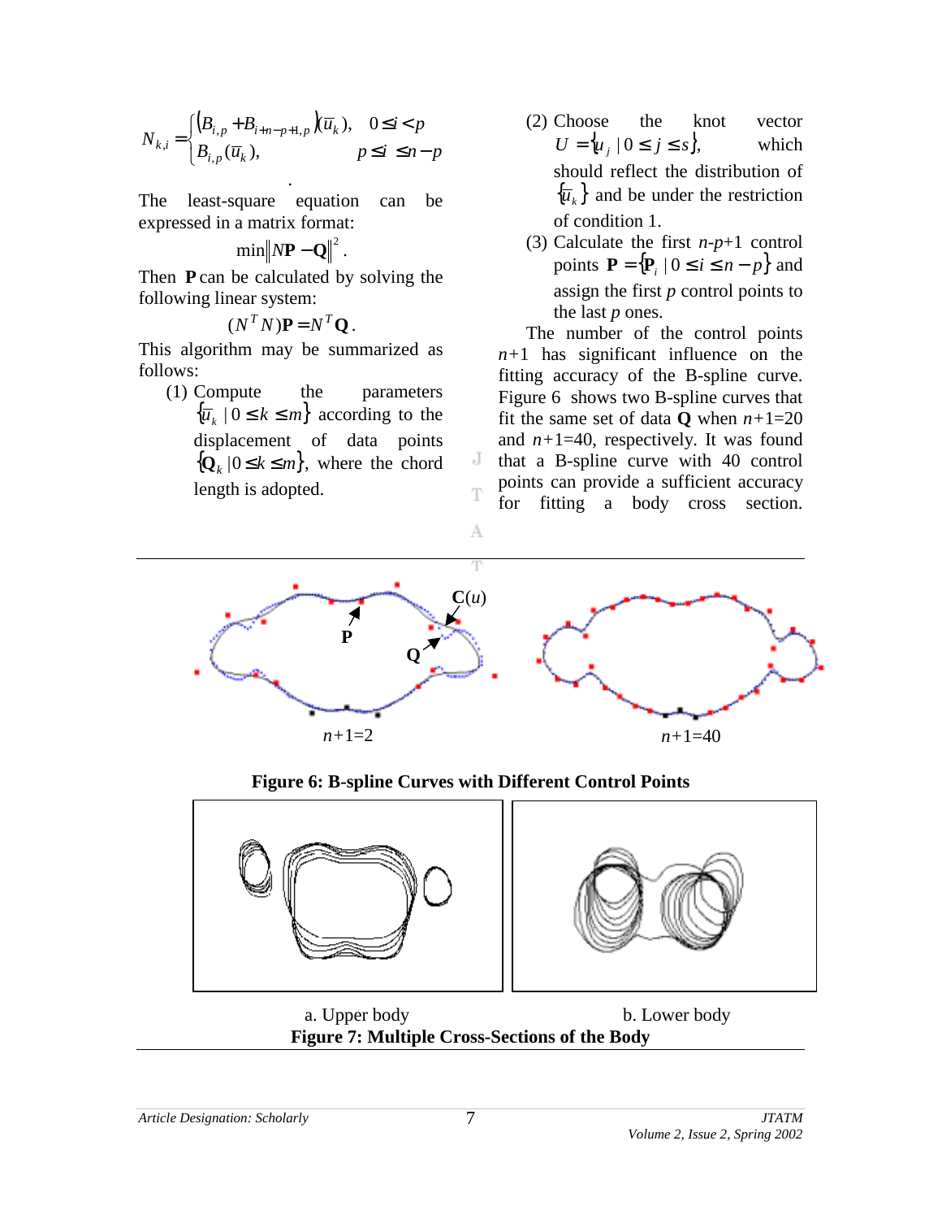$$N_{k,i} = \begin{cases} (B_{i,p} + B_{i+n-p+1,p})(\overline{u}_k), & 0 \le i < p \\ B_{i,p}(\overline{u}_k), & p \le i \le n-p \end{cases}$$

The least-square equation can be expressed in a matrix format:

$$\min \| N\mathbf{P} - \mathbf{Q} \|^2 .$$

Then $\mathbf{P}$ can be calculated by solving the following linear system:

$$(N^T N)\mathbf{P} = N^T \mathbf{Q} .$$

This algorithm may be summarized as follows:

(1) Compute the parameters $\{\overline{u}_k \mid 0 \le k \le m\}$ according to the displacement of data points $\{\mathbf{Q}_k \mid 0 \le k \le m\}$, where the chord length is adopted.

(2) Choose the knot vector $U = \{u_j \mid 0 \le j \le s\}$, which should reflect the distribution of $\{\overline{u}_k\}$ and be under the restriction of condition 1.

(3) Calculate the first $n$-$p$+1 control points $\mathbf{P} = \{\mathbf{P}_i \mid 0 \le i \le n-p\}$ and assign the first $p$ control points to the last $p$ ones.

The number of the control points $n$+1 has significant influence on the fitting accuracy of the B-spline curve. Figure 6 shows two B-spline curves that fit the same set of data $\mathbf{Q}$ when $n$+1=20 and $n$+1=40, respectively. It was found that a B-spline curve with 40 control points can provide a sufficient accuracy for fitting a body cross section.

**Figure 6: B-spline Curves with Different Control Points**

a. Upper body b. Lower body

**Figure 7: Multiple Cross-Sections of the Body**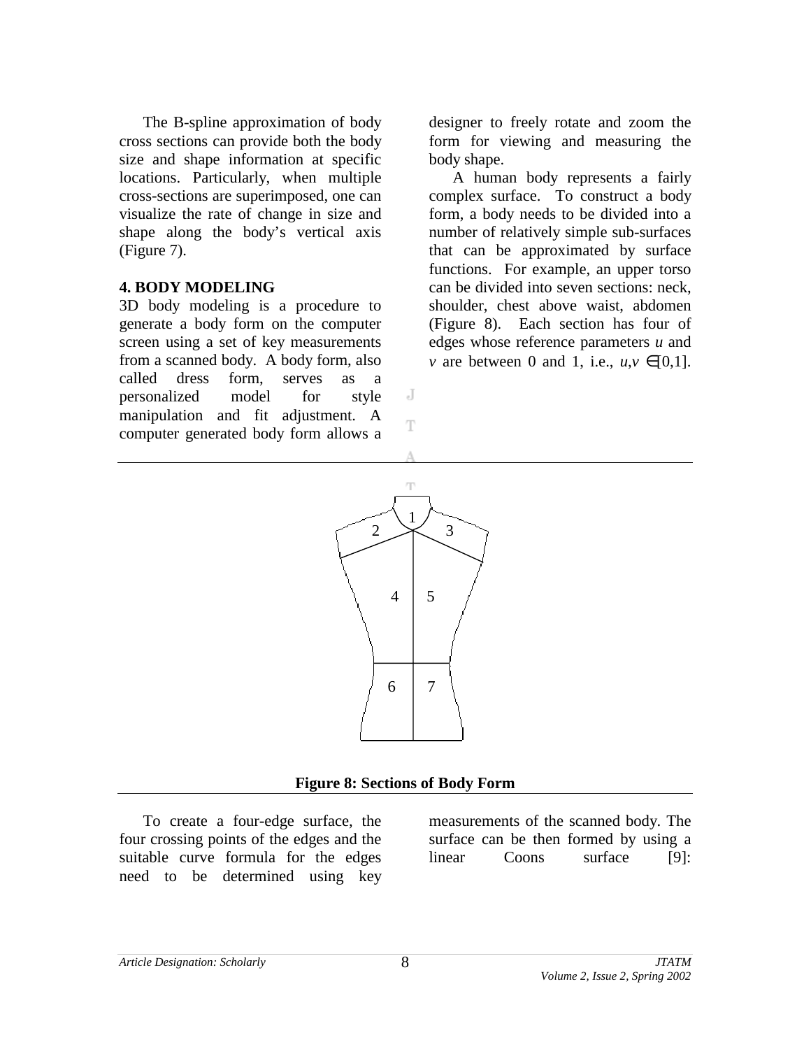The B-spline approximation of body cross sections can provide both the body size and shape information at specific locations. Particularly, when multiple cross-sections are superimposed, one can visualize the rate of change in size and shape along the body's vertical axis (Figure 7).

## 4. BODY MODELING

3D body modeling is a procedure to generate a body form on the computer screen using a set of key measurements from a scanned body. A body form, also called dress form, serves as a personalized model for style manipulation and fit adjustment. A computer generated body form allows a designer to freely rotate and zoom the form for viewing and measuring the body shape.

A human body represents a fairly complex surface. To construct a body form, a body needs to be divided into a number of relatively simple sub-surfaces that can be approximated by surface functions. For example, an upper torso can be divided into seven sections: neck, shoulder, chest above waist, abdomen (Figure 8). Each section has four of edges whose reference parameters $u$ and $v$ are between 0 and 1, i.e., $u,v \in [0,1]$.

**Figure 8: Sections of Body Form**

To create a four-edge surface, the four crossing points of the edges and the suitable curve formula for the edges need to be determined using key measurements of the scanned body. The surface can be then formed by using a linear Coons surface [9]: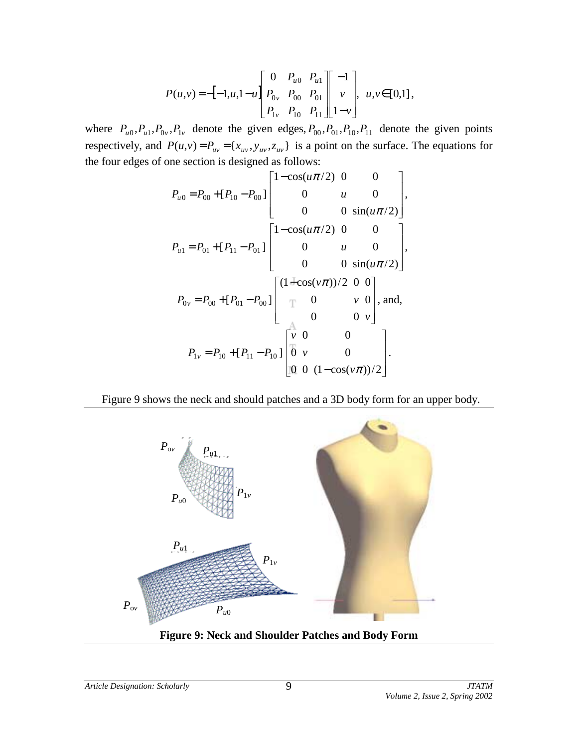$$P(u,v) = -\begin{bmatrix} -1, u, 1-u \end{bmatrix} \begin{bmatrix} 0 & P_{u0} & P_{u1} \\ P_{0v} & P_{00} & P_{01} \\ P_{1v} & P_{10} & P_{11} \end{bmatrix} \begin{bmatrix} -1 \\ v \\ 1-v \end{bmatrix}, \quad u,v \in [0,1],$$

where $P_{u0}, P_{u1}, P_{0v}, P_{1v}$ denote the given edges, $P_{00}, P_{01}, P_{10}, P_{11}$ denote the given points respectively, and $P(u,v) = P_{uv} = \{x_{uv}, y_{uv}, z_{uv}\}$ is a point on the surface. The equations for the four edges of one section is designed as follows:

$$P_{u0} = P_{00} + [P_{10} - P_{00}] \begin{bmatrix} 1-\cos(u\pi/2) & 0 & 0 \\ 0 & u & 0 \\ 0 & 0 & \sin(u\pi/2) \end{bmatrix},$$

$$P_{u1} = P_{01} + [P_{11} - P_{01}] \begin{bmatrix} 1-\cos(u\pi/2) & 0 & 0 \\ 0 & u & 0 \\ 0 & 0 & \sin(u\pi/2) \end{bmatrix},$$

$$P_{0v} = P_{00} + [P_{01} - P_{00}] \begin{bmatrix} (1-\cos(v\pi))/2 & 0 & 0 \\ 0 & v & 0 \\ 0 & 0 & v \end{bmatrix}, \text{ and,}$$

$$P_{1v} = P_{10} + [P_{11} - P_{10}] \begin{bmatrix} v & 0 & 0 \\ 0 & v & 0 \\ 0 & 0 & (1-\cos(v\pi))/2 \end{bmatrix}.$$

Figure 9 shows the neck and should patches and a 3D body form for an upper body.

**Figure 9: Neck and Shoulder Patches and Body Form**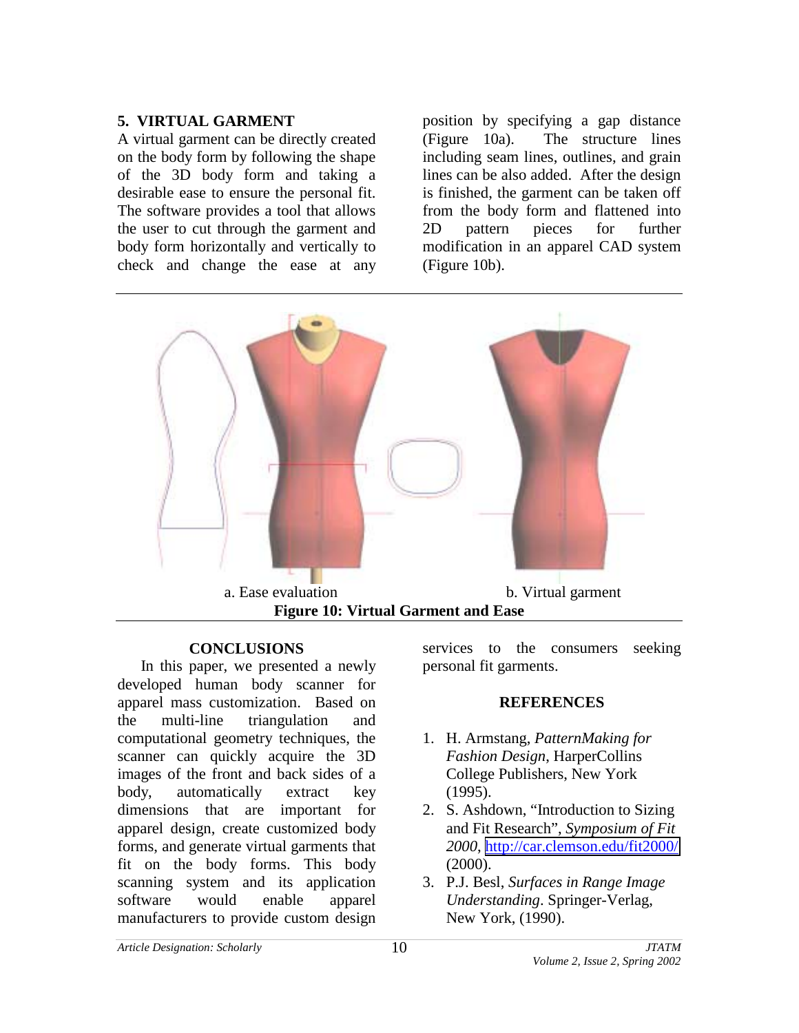## 5. VIRTUAL GARMENT

A virtual garment can be directly created on the body form by following the shape of the 3D body form and taking a desirable ease to ensure the personal fit. The software provides a tool that allows the user to cut through the garment and body form horizontally and vertically to check and change the ease at any position by specifying a gap distance (Figure 10a). The structure lines including seam lines, outlines, and grain lines can be also added. After the design is finished, the garment can be taken off from the body form and flattened into 2D pattern pieces for further modification in an apparel CAD system (Figure 10b).

a. Ease evaluation b. Virtual garment

**Figure 10: Virtual Garment and Ease**

## CONCLUSIONS

In this paper, we presented a newly developed human body scanner for apparel mass customization. Based on the multi-line triangulation and computational geometry techniques, the scanner can quickly acquire the 3D images of the front and back sides of a body, automatically extract key dimensions that are important for apparel design, create customized body forms, and generate virtual garments that fit on the body forms. This body scanning system and its application software would enable apparel manufacturers to provide custom design services to the consumers seeking personal fit garments.

## REFERENCES

1. H. Armstang, *PatternMaking for Fashion Design*, HarperCollins College Publishers, New York (1995).
2. S. Ashdown, "Introduction to Sizing and Fit Research", *Symposium of Fit 2000*, http://car.clemson.edu/fit2000/ (2000).
3. P.J. Besl, *Surfaces in Range Image Understanding*. Springer-Verlag, New York, (1990).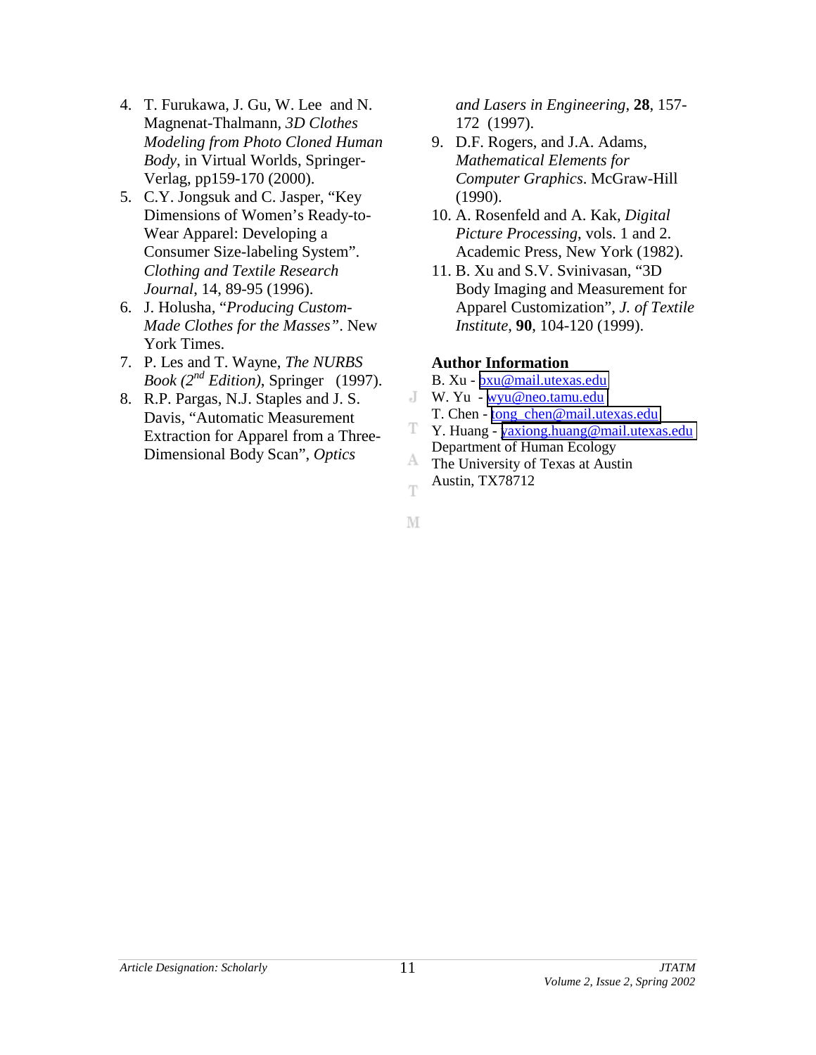4. T. Furukawa, J. Gu, W. Lee and N. Magnenat-Thalmann, *3D Clothes Modeling from Photo Cloned Human Body*, in Virtual Worlds, Springer-Verlag, pp159-170 (2000).
5. C.Y. Jongsuk and C. Jasper, "Key Dimensions of Women's Ready-to-Wear Apparel: Developing a Consumer Size-labeling System". *Clothing and Textile Research Journal*, 14, 89-95 (1996).
6. J. Holusha, "*Producing Custom-Made Clothes for the Masses*". New York Times.
7. P. Les and T. Wayne, *The NURBS Book (2nd Edition)*, Springer (1997).
8. R.P. Pargas, N.J. Staples and J. S. Davis, "Automatic Measurement Extraction for Apparel from a Three-Dimensional Body Scan", *Optics and Lasers in Engineering*, **28**, 157-172 (1997).
9. D.F. Rogers, and J.A. Adams, *Mathematical Elements for Computer Graphics*. McGraw-Hill (1990).
10. A. Rosenfeld and A. Kak, *Digital Picture Processing*, vols. 1 and 2. Academic Press, New York (1982).
11. B. Xu and S.V. Svinivasan, "3D Body Imaging and Measurement for Apparel Customization", *J. of Textile Institute*, **90**, 104-120 (1999).

**Author Information**

B. Xu - bxu@mail.utexas.edu
W. Yu - wyu@neo.tamu.edu
T. Chen - tong_chen@mail.utexas.edu
Y. Huang - yaxiong.huang@mail.utexas.edu
Department of Human Ecology
The University of Texas at Austin
Austin, TX78712